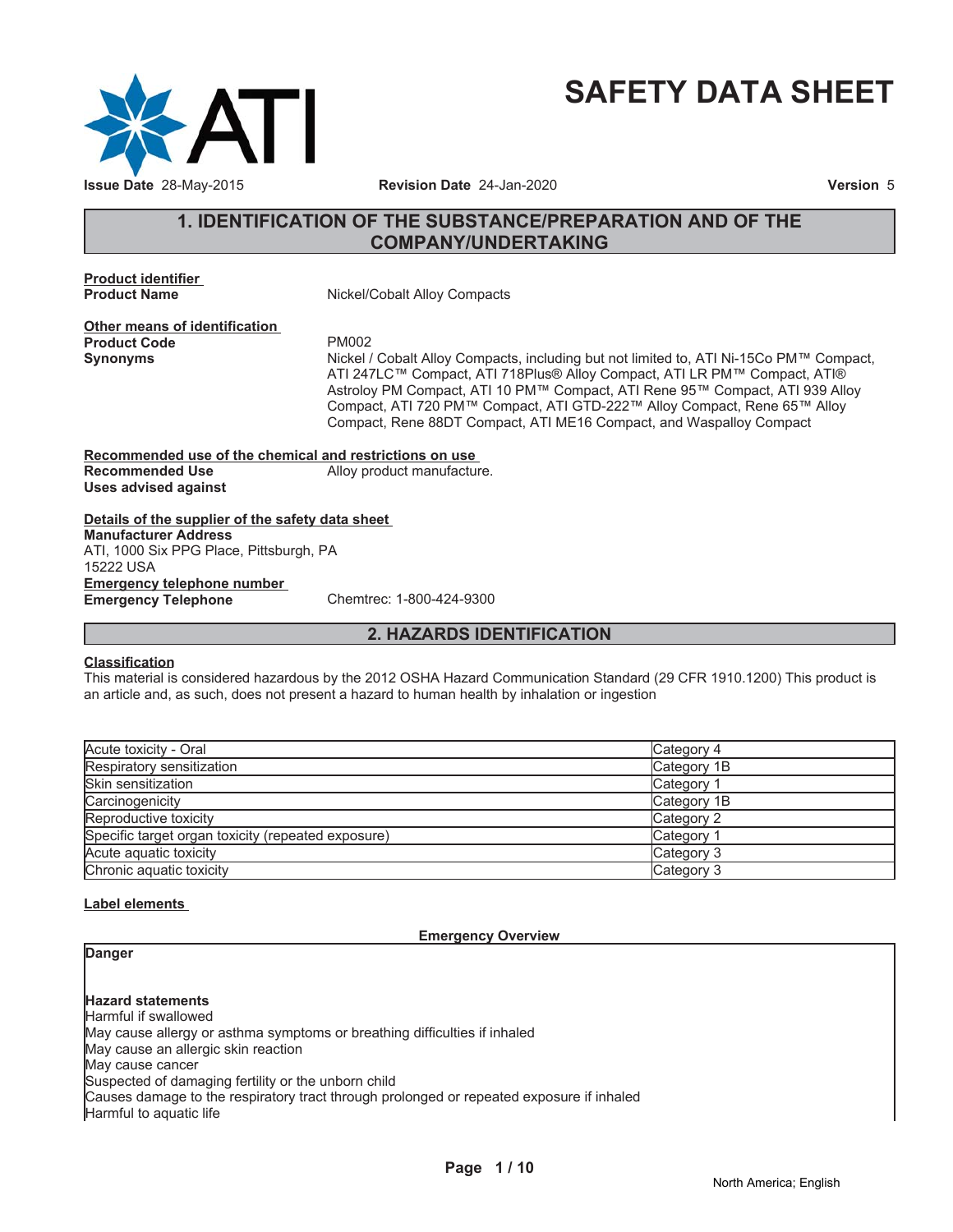# SAFETY DATA SHEET

**Issue Date** 28-May-2015 **Revision Date** 24-Jan-2020 **Version** 5

## 1. IDENTIFICATION OF THE SUBSTANCE/PREPARATION AND OF THE COMPANY/UNDERTAKING

**Product identifier**

**Product Name** Nickel/Cobalt Alloy Compacts

**Other means of identification**

**Product Code** PM002

**Synonyms** Nickel / Cobalt Alloy Compacts, including but not limited to, ATI Ni-15Co PM™ Compact, ATI 247LC™ Compact, ATI 718Plus® Alloy Compact, ATI LR PM™ Compact, ATI® Astroloy PM Compact, ATI 10 PM™ Compact, ATI Rene 95™ Compact, ATI 939 Alloy Compact, ATI 720 PM™ Compact, ATI GTD-222™ Alloy Compact, Rene 65™ Alloy Compact, Rene 88DT Compact, ATI ME16 Compact, and Waspalloy Compact

**Recommended use of the chemical and restrictions on use**

**Recommended Use** Alloy product manufacture.

**Uses advised against**

**Details of the supplier of the safety data sheet**

**Manufacturer Address**
ATI, 1000 Six PPG Place, Pittsburgh, PA
15222 USA

**Emergency telephone number**

**Emergency Telephone** Chemtrec: 1-800-424-9300

## 2. HAZARDS IDENTIFICATION

**Classification**

This material is considered hazardous by the 2012 OSHA Hazard Communication Standard (29 CFR 1910.1200) This product is an article and, as such, does not present a hazard to human health by inhalation or ingestion

| Hazard | Category |
|---|---|
| Acute toxicity - Oral | Category 4 |
| Respiratory sensitization | Category 1B |
| Skin sensitization | Category 1 |
| Carcinogenicity | Category 1B |
| Reproductive toxicity | Category 2 |
| Specific target organ toxicity (repeated exposure) | Category 1 |
| Acute aquatic toxicity | Category 3 |
| Chronic aquatic toxicity | Category 3 |

**Label elements**

**Emergency Overview**

**Danger**

**Hazard statements**

Harmful if swallowed
May cause allergy or asthma symptoms or breathing difficulties if inhaled
May cause an allergic skin reaction
May cause cancer
Suspected of damaging fertility or the unborn child
Causes damage to the respiratory tract through prolonged or repeated exposure if inhaled
Harmful to aquatic life

North America; English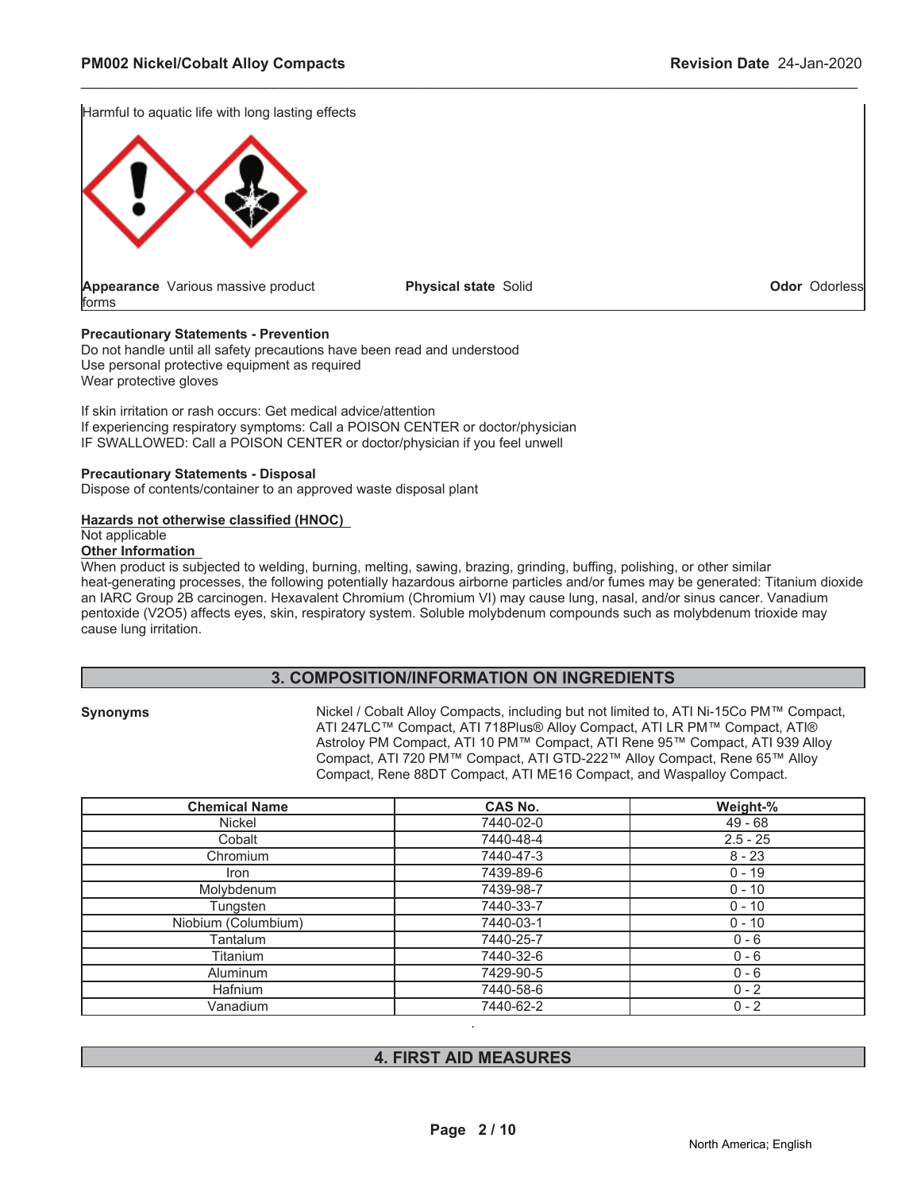Harmful to aquatic life with long lasting effects

**Appearance** Various massive product forms **Physical state** Solid **Odor** Odorless

**Precautionary Statements - Prevention**

Do not handle until all safety precautions have been read and understood
Use personal protective equipment as required
Wear protective gloves

If skin irritation or rash occurs: Get medical advice/attention
If experiencing respiratory symptoms: Call a POISON CENTER or doctor/physician
IF SWALLOWED: Call a POISON CENTER or doctor/physician if you feel unwell

**Precautionary Statements - Disposal**

Dispose of contents/container to an approved waste disposal plant

**Hazards not otherwise classified (HNOC)**

Not applicable

**Other Information**

When product is subjected to welding, burning, melting, sawing, brazing, grinding, buffing, polishing, or other similar heat-generating processes, the following potentially hazardous airborne particles and/or fumes may be generated: Titanium dioxide an IARC Group 2B carcinogen. Hexavalent Chromium (Chromium VI) may cause lung, nasal, and/or sinus cancer. Vanadium pentoxide ($V_2O_5$) affects eyes, skin, respiratory system. Soluble molybdenum compounds such as molybdenum trioxide may cause lung irritation.

## 3. COMPOSITION/INFORMATION ON INGREDIENTS

**Synonyms** Nickel / Cobalt Alloy Compacts, including but not limited to, ATI Ni-15Co PM™ Compact, ATI 247LC™ Compact, ATI 718Plus® Alloy Compact, ATI LR PM™ Compact, ATI® Astroloy PM Compact, ATI 10 PM™ Compact, ATI Rene 95™ Compact, ATI 939 Alloy Compact, ATI 720 PM™ Compact, ATI GTD-222™ Alloy Compact, Rene 65™ Alloy Compact, Rene 88DT Compact, ATI ME16 Compact, and Waspalloy Compact.

| Chemical Name | CAS No. | Weight-% |
|---|---|---|
| Nickel | 7440-02-0 | 49 - 68 |
| Cobalt | 7440-48-4 | 2.5 - 25 |
| Chromium | 7440-47-3 | 8 - 23 |
| Iron | 7439-89-6 | 0 - 19 |
| Molybdenum | 7439-98-7 | 0 - 10 |
| Tungsten | 7440-33-7 | 0 - 10 |
| Niobium (Columbium) | 7440-03-1 | 0 - 10 |
| Tantalum | 7440-25-7 | 0 - 6 |
| Titanium | 7440-32-6 | 0 - 6 |
| Aluminum | 7429-90-5 | 0 - 6 |
| Hafnium | 7440-58-6 | 0 - 2 |
| Vanadium | 7440-62-2 | 0 - 2 |

## 4. FIRST AID MEASURES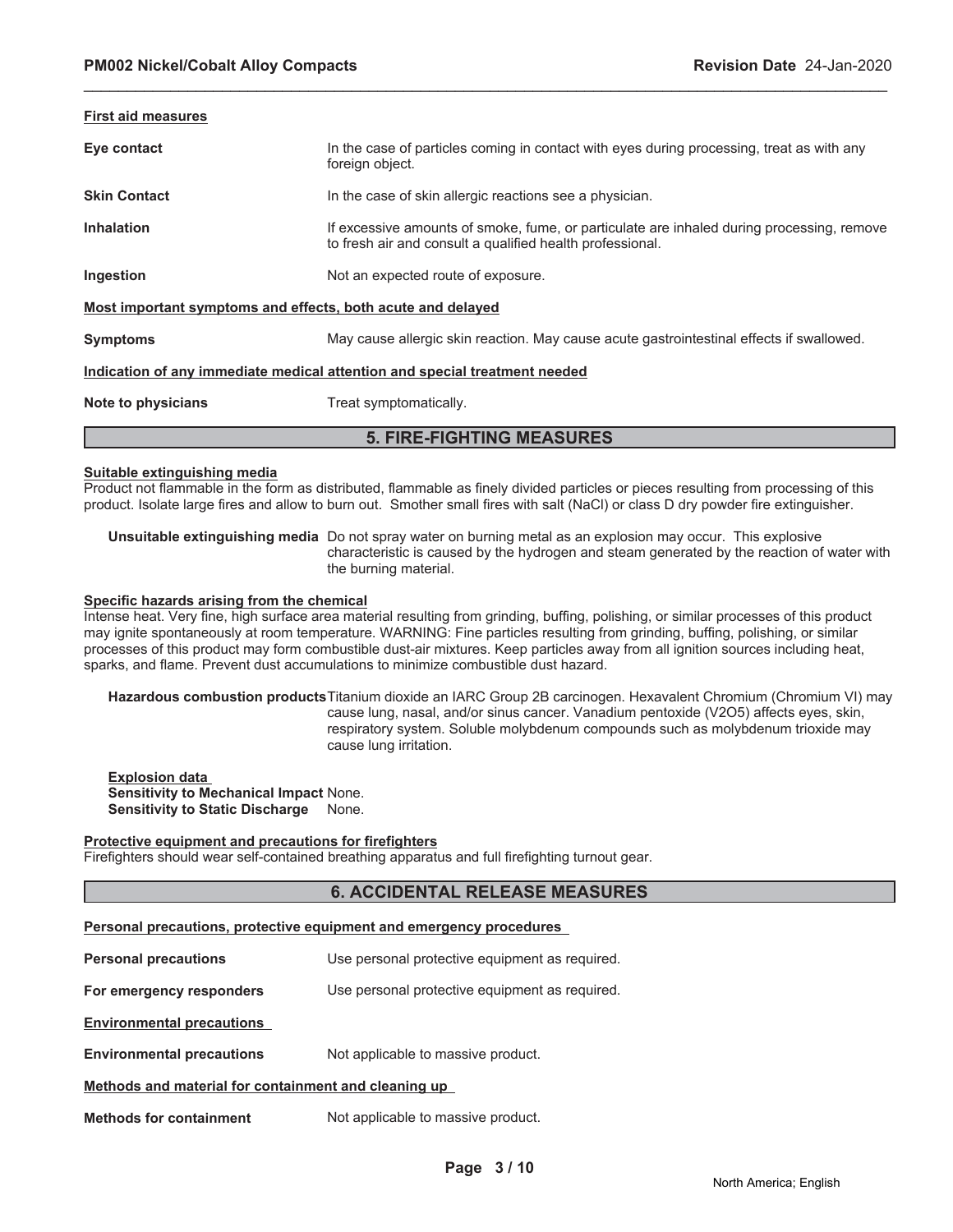#### First aid measures

**Eye contact** In the case of particles coming in contact with eyes during processing, treat as with any foreign object.

**Skin Contact** In the case of skin allergic reactions see a physician.

**Inhalation** If excessive amounts of smoke, fume, or particulate are inhaled during processing, remove to fresh air and consult a qualified health professional.

**Ingestion** Not an expected route of exposure.

#### Most important symptoms and effects, both acute and delayed

**Symptoms** May cause allergic skin reaction. May cause acute gastrointestinal effects if swallowed.

#### Indication of any immediate medical attention and special treatment needed

**Note to physicians** Treat symptomatically.

## 5. FIRE-FIGHTING MEASURES

#### Suitable extinguishing media

Product not flammable in the form as distributed, flammable as finely divided particles or pieces resulting from processing of this product. Isolate large fires and allow to burn out. Smother small fires with salt (NaCl) or class D dry powder fire extinguisher.

**Unsuitable extinguishing media** Do not spray water on burning metal as an explosion may occur. This explosive characteristic is caused by the hydrogen and steam generated by the reaction of water with the burning material.

#### Specific hazards arising from the chemical

Intense heat. Very fine, high surface area material resulting from grinding, buffing, polishing, or similar processes of this product may ignite spontaneously at room temperature. WARNING: Fine particles resulting from grinding, buffing, polishing, or similar processes of this product may form combustible dust-air mixtures. Keep particles away from all ignition sources including heat, sparks, and flame. Prevent dust accumulations to minimize combustible dust hazard.

**Hazardous combustion products** Titanium dioxide an IARC Group 2B carcinogen. Hexavalent Chromium (Chromium VI) may cause lung, nasal, and/or sinus cancer. Vanadium pentoxide ($V_2O_5$) affects eyes, skin, respiratory system. Soluble molybdenum compounds such as molybdenum trioxide may cause lung irritation.

**Explosion data**
**Sensitivity to Mechanical Impact** None.
**Sensitivity to Static Discharge** None.

#### Protective equipment and precautions for firefighters

Firefighters should wear self-contained breathing apparatus and full firefighting turnout gear.

## 6. ACCIDENTAL RELEASE MEASURES

#### Personal precautions, protective equipment and emergency procedures

**Personal precautions** Use personal protective equipment as required.

**For emergency responders** Use personal protective equipment as required.

#### Environmental precautions

**Environmental precautions** Not applicable to massive product.

#### Methods and material for containment and cleaning up

**Methods for containment** Not applicable to massive product.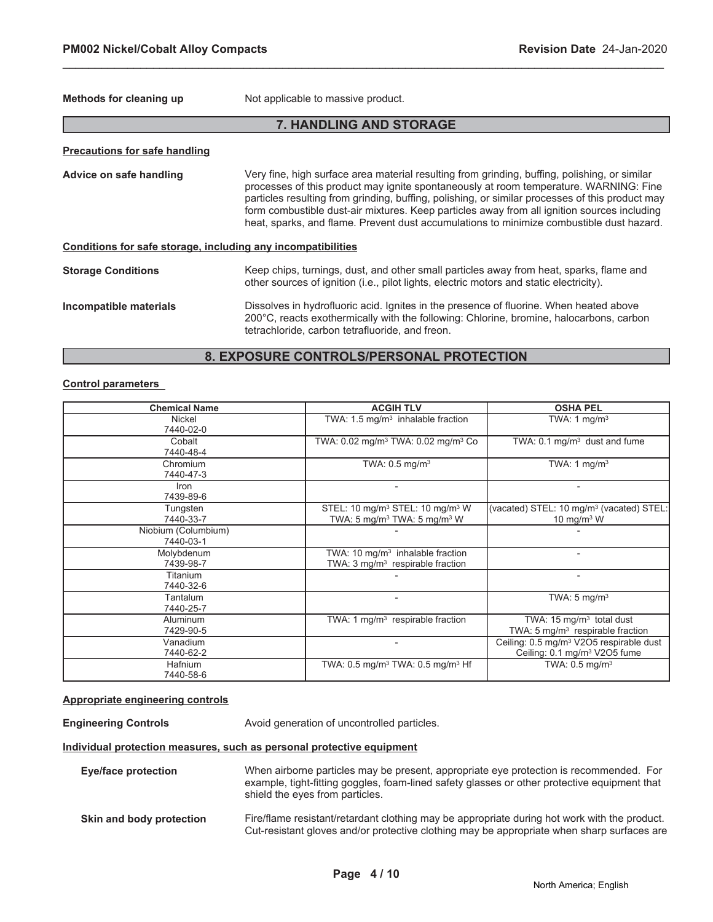**Methods for cleaning up** Not applicable to massive product.

## 7. HANDLING AND STORAGE

**Precautions for safe handling**

**Advice on safe handling** Very fine, high surface area material resulting from grinding, buffing, polishing, or similar processes of this product may ignite spontaneously at room temperature. WARNING: Fine particles resulting from grinding, buffing, polishing, or similar processes of this product may form combustible dust-air mixtures. Keep particles away from all ignition sources including heat, sparks, and flame. Prevent dust accumulations to minimize combustible dust hazard.

**Conditions for safe storage, including any incompatibilities**

**Storage Conditions** Keep chips, turnings, dust, and other small particles away from heat, sparks, flame and other sources of ignition (i.e., pilot lights, electric motors and static electricity).

**Incompatible materials** Dissolves in hydrofluoric acid. Ignites in the presence of fluorine. When heated above 200°C, reacts exothermically with the following: Chlorine, bromine, halocarbons, carbon tetrachloride, carbon tetrafluoride, and freon.

## 8. EXPOSURE CONTROLS/PERSONAL PROTECTION

**Control parameters**

| Chemical Name | ACGIH TLV | OSHA PEL |
|---|---|---|
| Nickel 7440-02-0 | TWA: 1.5 mg/m³ inhalable fraction | TWA: 1 mg/m³ |
| Cobalt 7440-48-4 | TWA: 0.02 mg/m³ TWA: 0.02 mg/m³ Co | TWA: 0.1 mg/m³ dust and fume |
| Chromium 7440-47-3 | TWA: 0.5 mg/m³ | TWA: 1 mg/m³ |
| Iron 7439-89-6 | - | - |
| Tungsten 7440-33-7 | STEL: 10 mg/m³ STEL: 10 mg/m³ W TWA: 5 mg/m³ TWA: 5 mg/m³ W | (vacated) STEL: 10 mg/m³ (vacated) STEL: 10 mg/m³ W |
| Niobium (Columbium) 7440-03-1 | - | - |
| Molybdenum 7439-98-7 | TWA: 10 mg/m³ inhalable fraction TWA: 3 mg/m³ respirable fraction | - |
| Titanium 7440-32-6 | - | - |
| Tantalum 7440-25-7 | - | TWA: 5 mg/m³ |
| Aluminum 7429-90-5 | TWA: 1 mg/m³ respirable fraction | TWA: 15 mg/m³ total dust TWA: 5 mg/m³ respirable fraction |
| Vanadium 7440-62-2 | - | Ceiling: 0.5 mg/m³ V2O5 respirable dust Ceiling: 0.1 mg/m³ V2O5 fume |
| Hafnium 7440-58-6 | TWA: 0.5 mg/m³ TWA: 0.5 mg/m³ Hf | TWA: 0.5 mg/m³ |

**Appropriate engineering controls**

**Engineering Controls** Avoid generation of uncontrolled particles.

**Individual protection measures, such as personal protective equipment**

**Eye/face protection** When airborne particles may be present, appropriate eye protection is recommended. For example, tight-fitting goggles, foam-lined safety glasses or other protective equipment that shield the eyes from particles.

**Skin and body protection** Fire/flame resistant/retardant clothing may be appropriate during hot work with the product. Cut-resistant gloves and/or protective clothing may be appropriate when sharp surfaces are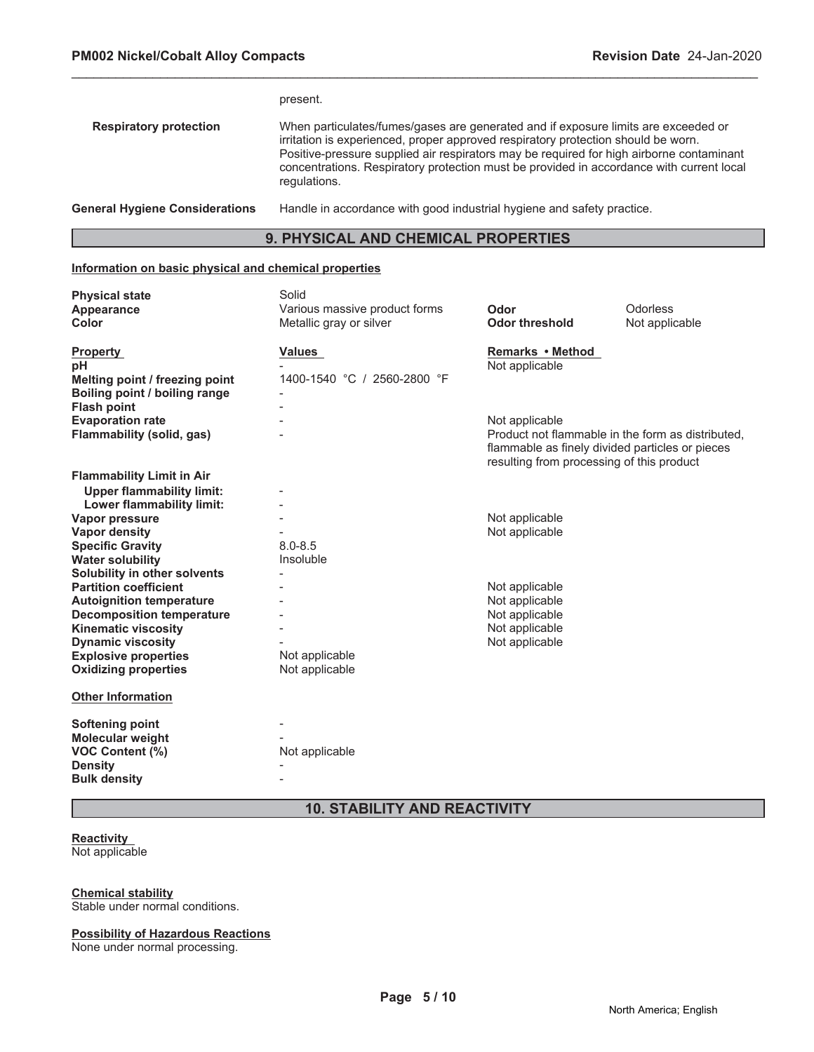present.

**Respiratory protection** When particulates/fumes/gases are generated and if exposure limits are exceeded or irritation is experienced, proper approved respiratory protection should be worn. Positive-pressure supplied air respirators may be required for high airborne contaminant concentrations. Respiratory protection must be provided in accordance with current local regulations.

**General Hygiene Considerations** Handle in accordance with good industrial hygiene and safety practice.

## 9. PHYSICAL AND CHEMICAL PROPERTIES

**Information on basic physical and chemical properties**

| | | | |
|---|---|---|---|
| **Physical state** | Solid | | |
| **Appearance** | Various massive product forms | **Odor** | Odorless |
| **Color** | Metallic gray or silver | **Odor threshold** | Not applicable |

| **Property** | **Values** | **Remarks • Method** |
|---|---|---|
| **pH** | - | Not applicable |
| **Melting point / freezing point** | 1400-1540 °C / 2560-2800 °F | |
| **Boiling point / boiling range** | - | |
| **Flash point** | - | |
| **Evaporation rate** | - | Not applicable |
| **Flammability (solid, gas)** | - | Product not flammable in the form as distributed, flammable as finely divided particles or pieces resulting from processing of this product |
| **Flammability Limit in Air** | | |
| **Upper flammability limit:** | - | |
| **Lower flammability limit:** | - | |
| **Vapor pressure** | - | Not applicable |
| **Vapor density** | - | Not applicable |
| **Specific Gravity** | 8.0-8.5 | |
| **Water solubility** | Insoluble | |
| **Solubility in other solvents** | - | |
| **Partition coefficient** | - | Not applicable |
| **Autoignition temperature** | - | Not applicable |
| **Decomposition temperature** | - | Not applicable |
| **Kinematic viscosity** | - | Not applicable |
| **Dynamic viscosity** | - | Not applicable |
| **Explosive properties** | Not applicable | |
| **Oxidizing properties** | Not applicable | |

**Other Information**

| | |
|---|---|
| **Softening point** | - |
| **Molecular weight** | - |
| **VOC Content (%)** | Not applicable |
| **Density** | - |
| **Bulk density** | - |

## 10. STABILITY AND REACTIVITY

**Reactivity**
Not applicable

**Chemical stability**
Stable under normal conditions.

**Possibility of Hazardous Reactions**
None under normal processing.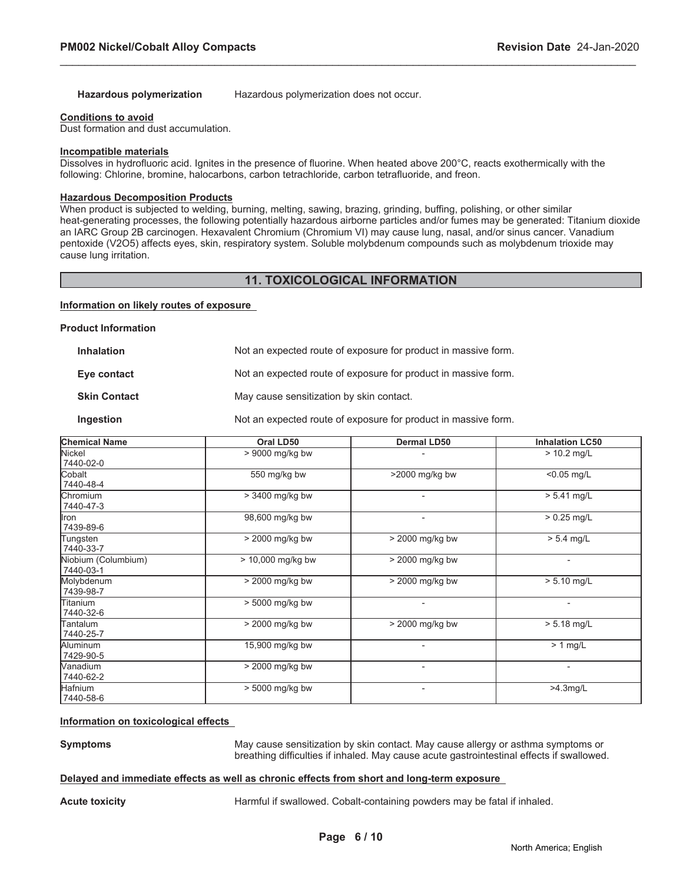**Hazardous polymerization** Hazardous polymerization does not occur.

**Conditions to avoid**

Dust formation and dust accumulation.

**Incompatible materials**

Dissolves in hydrofluoric acid. Ignites in the presence of fluorine. When heated above 200°C, reacts exothermically with the following: Chlorine, bromine, halocarbons, carbon tetrachloride, carbon tetrafluoride, and freon.

**Hazardous Decomposition Products**

When product is subjected to welding, burning, melting, sawing, brazing, grinding, buffing, polishing, or other similar heat-generating processes, the following potentially hazardous airborne particles and/or fumes may be generated: Titanium dioxide an IARC Group 2B carcinogen. Hexavalent Chromium (Chromium VI) may cause lung, nasal, and/or sinus cancer. Vanadium pentoxide (V2O5) affects eyes, skin, respiratory system. Soluble molybdenum compounds such as molybdenum trioxide may cause lung irritation.

## 11. TOXICOLOGICAL INFORMATION

**Information on likely routes of exposure**

**Product Information**

**Inhalation** Not an expected route of exposure for product in massive form.

**Eye contact** Not an expected route of exposure for product in massive form.

**Skin Contact** May cause sensitization by skin contact.

**Ingestion** Not an expected route of exposure for product in massive form.

| Chemical Name | Oral LD50 | Dermal LD50 | Inhalation LC50 |
|---|---|---|---|
| Nickel 7440-02-0 | > 9000 mg/kg bw | - | > 10.2 mg/L |
| Cobalt 7440-48-4 | 550 mg/kg bw | >2000 mg/kg bw | <0.05 mg/L |
| Chromium 7440-47-3 | > 3400 mg/kg bw | - | > 5.41 mg/L |
| Iron 7439-89-6 | 98,600 mg/kg bw | - | > 0.25 mg/L |
| Tungsten 7440-33-7 | > 2000 mg/kg bw | > 2000 mg/kg bw | > 5.4 mg/L |
| Niobium (Columbium) 7440-03-1 | > 10,000 mg/kg bw | > 2000 mg/kg bw | - |
| Molybdenum 7439-98-7 | > 2000 mg/kg bw | > 2000 mg/kg bw | > 5.10 mg/L |
| Titanium 7440-32-6 | > 5000 mg/kg bw | - | - |
| Tantalum 7440-25-7 | > 2000 mg/kg bw | > 2000 mg/kg bw | > 5.18 mg/L |
| Aluminum 7429-90-5 | 15,900 mg/kg bw | - | > 1 mg/L |
| Vanadium 7440-62-2 | > 2000 mg/kg bw | - | - |
| Hafnium 7440-58-6 | > 5000 mg/kg bw | - | >4.3mg/L |

**Information on toxicological effects**

**Symptoms** May cause sensitization by skin contact. May cause allergy or asthma symptoms or breathing difficulties if inhaled. May cause acute gastrointestinal effects if swallowed.

**Delayed and immediate effects as well as chronic effects from short and long-term exposure**

**Acute toxicity** Harmful if swallowed. Cobalt-containing powders may be fatal if inhaled.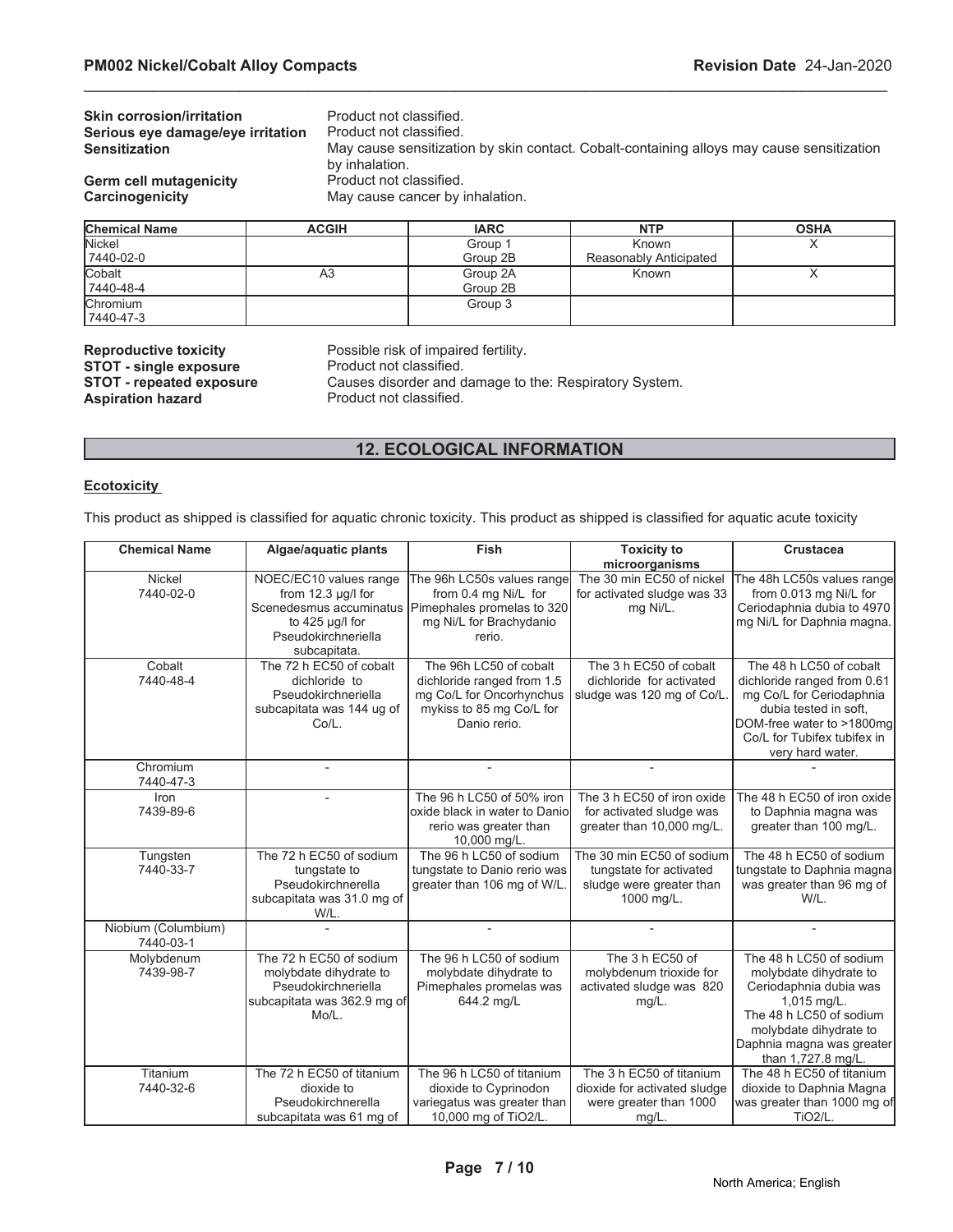**Skin corrosion/irritation** Product not classified.
**Serious eye damage/eye irritation** Product not classified.
**Sensitization** May cause sensitization by skin contact. Cobalt-containing alloys may cause sensitization by inhalation.
**Germ cell mutagenicity** Product not classified.
**Carcinogenicity** May cause cancer by inhalation.

| Chemical Name | ACGIH | IARC | NTP | OSHA |
|---|---|---|---|---|
| Nickel 7440-02-0 | | Group 1 Group 2B | Known Reasonably Anticipated | X |
| Cobalt 7440-48-4 | A3 | Group 2A Group 2B | Known | X |
| Chromium 7440-47-3 | | Group 3 | | |

**Reproductive toxicity** Possible risk of impaired fertility.
**STOT - single exposure** Product not classified.
**STOT - repeated exposure** Causes disorder and damage to the: Respiratory System.
**Aspiration hazard** Product not classified.

## 12. ECOLOGICAL INFORMATION

### Ecotoxicity

This product as shipped is classified for aquatic chronic toxicity. This product as shipped is classified for aquatic acute toxicity

| Chemical Name | Algae/aquatic plants | Fish | Toxicity to microorganisms | Crustacea |
|---|---|---|---|---|
| Nickel 7440-02-0 | NOEC/EC10 values range from 12.3 µg/l for Scenedesmus accuminatus to 425 µg/l for Pseudokirchneriella subcapitata. | The 96h LC50s values range from 0.4 mg Ni/L for Pimephales promelas to 320 mg Ni/L for Brachydanio rerio. | The 30 min EC50 of nickel for activated sludge was 33 mg Ni/L. | The 48h LC50s values range from 0.013 mg Ni/L for Ceriodaphnia dubia to 4970 mg Ni/L for Daphnia magna. |
| Cobalt 7440-48-4 | The 72 h EC50 of cobalt dichloride to Pseudokirchneriella subcapitata was 144 ug of Co/L. | The 96h LC50 of cobalt dichloride ranged from 1.5 mg Co/L for Oncorhynchus mykiss to 85 mg Co/L for Danio rerio. | The 3 h EC50 of cobalt dichloride for activated sludge was 120 mg of Co/L. | The 48 h LC50 of cobalt dichloride ranged from 0.61 mg Co/L for Ceriodaphnia dubia tested in soft, DOM-free water to >1800mg Co/L for Tubifex tubifex in very hard water. |
| Chromium 7440-47-3 | - | - | - | - |
| Iron 7439-89-6 | - | The 96 h LC50 of 50% iron oxide black in water to Danio rerio was greater than 10,000 mg/L. | The 3 h EC50 of iron oxide for activated sludge was greater than 10,000 mg/L. | The 48 h EC50 of iron oxide to Daphnia magna was greater than 100 mg/L. |
| Tungsten 7440-33-7 | The 72 h EC50 of sodium tungstate to Pseudokirchnerella subcapitata was 31.0 mg of W/L. | The 96 h LC50 of sodium tungstate to Danio rerio was greater than 106 mg of W/L. | The 30 min EC50 of sodium tungstate for activated sludge were greater than 1000 mg/L. | The 48 h EC50 of sodium tungstate to Daphnia magna was greater than 96 mg of W/L. |
| Niobium (Columbium) 7440-03-1 | - | - | - | - |
| Molybdenum 7439-98-7 | The 72 h EC50 of sodium molybdate dihydrate to Pseudokirchneriella subcapitata was 362.9 mg of Mo/L. | The 96 h LC50 of sodium molybdate dihydrate to Pimephales promelas was 644.2 mg/L | The 3 h EC50 of molybdenum trioxide for activated sludge was 820 mg/L. | The 48 h LC50 of sodium molybdate dihydrate to Ceriodaphnia dubia was 1,015 mg/L. The 48 h LC50 of sodium molybdate dihydrate to Daphnia magna was greater than 1,727.8 mg/L. |
| Titanium 7440-32-6 | The 72 h EC50 of titanium dioxide to Pseudokirchnerella subcapitata was 61 mg of | The 96 h LC50 of titanium dioxide to Cyprinodon variegatus was greater than 10,000 mg of TiO2/L. | The 3 h EC50 of titanium dioxide for activated sludge were greater than 1000 mg/L. | The 48 h EC50 of titanium dioxide to Daphnia Magna was greater than 1000 mg of TiO2/L. |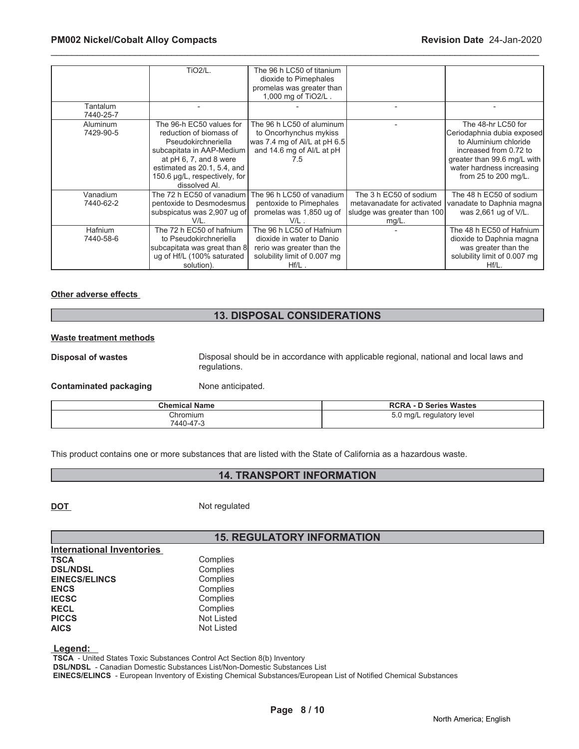| | TiO2/L. | The 96 h LC50 of titanium dioxide to Pimephales promelas was greater than 1,000 mg of TiO2/L . | | |
|---|---|---|---|---|
| Tantalum 7440-25-7 | - | - | - | - |
| Aluminum 7429-90-5 | The 96-h EC50 values for reduction of biomass of Pseudokirchneriella subcapitata in AAP-Medium at pH 6, 7, and 8 were estimated as 20.1, 5.4, and 150.6 µg/L, respectively, for dissolved Al. | The 96 h LC50 of aluminum to Oncorhynchus mykiss was 7.4 mg of Al/L at pH 6.5 and 14.6 mg of Al/L at pH 7.5 | - | The 48-hr LC50 for Ceriodaphnia dubia exposed to Aluminium chloride increased from 0.72 to greater than 99.6 mg/L with water hardness increasing from 25 to 200 mg/L. |
| Vanadium 7440-62-2 | The 72 h EC50 of vanadium pentoxide to Desmodesmus subspicatus was 2,907 ug of V/L. | The 96 h LC50 of vanadium pentoxide to Pimephales promelas was 1,850 ug of V/L . | The 3 h EC50 of sodium metavanadate for activated sludge was greater than 100 mg/L. | The 48 h EC50 of sodium vanadate to Daphnia magna was 2,661 ug of V/L. |
| Hafnium 7440-58-6 | The 72 h EC50 of hafnium to Pseudokirchneriella subcapitata was great than 8 ug of Hf/L (100% saturated solution). | The 96 h LC50 of Hafnium dioxide in water to Danio rerio was greater than the solubility limit of 0.007 mg Hf/L . | - | The 48 h EC50 of Hafnium dioxide to Daphnia magna was greater than the solubility limit of 0.007 mg Hf/L. |

**Other adverse effects**

## 13. DISPOSAL CONSIDERATIONS

**Waste treatment methods**

**Disposal of wastes** Disposal should be in accordance with applicable regional, national and local laws and regulations.

**Contaminated packaging** None anticipated.

| Chemical Name | RCRA - D Series Wastes |
|---|---|
| Chromium 7440-47-3 | 5.0 mg/L regulatory level |

This product contains one or more substances that are listed with the State of California as a hazardous waste.

## 14. TRANSPORT INFORMATION

**DOT** Not regulated

## 15. REGULATORY INFORMATION

**International Inventories**

| | |
|---|---|
| **TSCA** | Complies |
| **DSL/NDSL** | Complies |
| **EINECS/ELINCS** | Complies |
| **ENCS** | Complies |
| **IECSC** | Complies |
| **KECL** | Complies |
| **PICCS** | Not Listed |
| **AICS** | Not Listed |

**Legend:**

**TSCA** - United States Toxic Substances Control Act Section 8(b) Inventory
**DSL/NDSL** - Canadian Domestic Substances List/Non-Domestic Substances List
**EINECS/ELINCS** - European Inventory of Existing Chemical Substances/European List of Notified Chemical Substances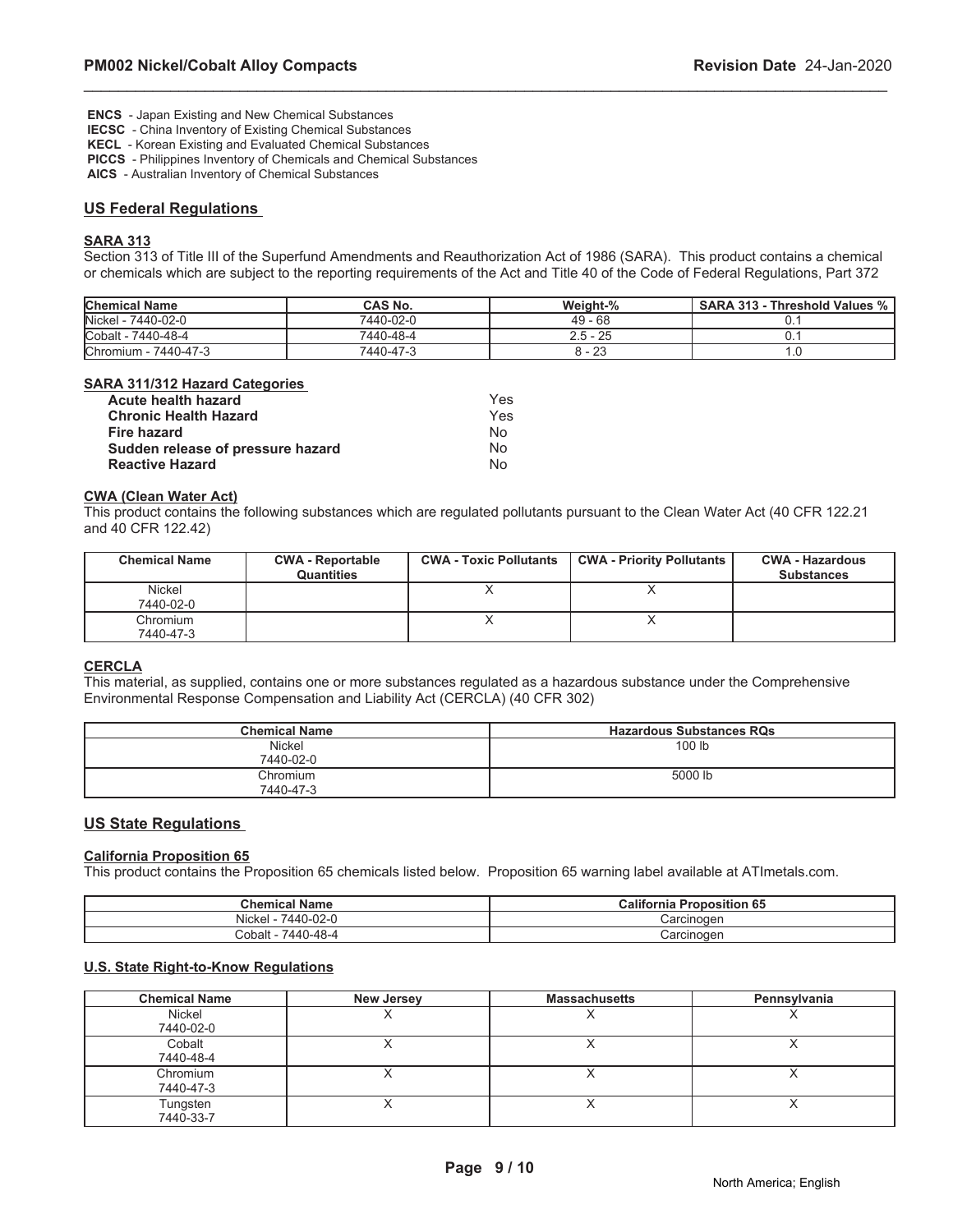**ENCS** - Japan Existing and New Chemical Substances
**IECSC** - China Inventory of Existing Chemical Substances
**KECL** - Korean Existing and Evaluated Chemical Substances
**PICCS** - Philippines Inventory of Chemicals and Chemical Substances
**AICS** - Australian Inventory of Chemical Substances

## US Federal Regulations

### SARA 313

Section 313 of Title III of the Superfund Amendments and Reauthorization Act of 1986 (SARA). This product contains a chemical or chemicals which are subject to the reporting requirements of the Act and Title 40 of the Code of Federal Regulations, Part 372

| Chemical Name | CAS No. | Weight-% | SARA 313 - Threshold Values % |
|---|---|---|---|
| Nickel - 7440-02-0 | 7440-02-0 | 49 - 68 | 0.1 |
| Cobalt - 7440-48-4 | 7440-48-4 | 2.5 - 25 | 0.1 |
| Chromium - 7440-47-3 | 7440-47-3 | 8 - 23 | 1.0 |

### SARA 311/312 Hazard Categories

| | |
|---|---|
| **Acute health hazard** | Yes |
| **Chronic Health Hazard** | Yes |
| **Fire hazard** | No |
| **Sudden release of pressure hazard** | No |
| **Reactive Hazard** | No |

### CWA (Clean Water Act)

This product contains the following substances which are regulated pollutants pursuant to the Clean Water Act (40 CFR 122.21 and 40 CFR 122.42)

| Chemical Name | CWA - Reportable Quantities | CWA - Toxic Pollutants | CWA - Priority Pollutants | CWA - Hazardous Substances |
|---|---|---|---|---|
| Nickel 7440-02-0 | | X | X | |
| Chromium 7440-47-3 | | X | X | |

### CERCLA

This material, as supplied, contains one or more substances regulated as a hazardous substance under the Comprehensive Environmental Response Compensation and Liability Act (CERCLA) (40 CFR 302)

| Chemical Name | Hazardous Substances RQs |
|---|---|
| Nickel 7440-02-0 | 100 lb |
| Chromium 7440-47-3 | 5000 lb |

## US State Regulations

### California Proposition 65

This product contains the Proposition 65 chemicals listed below. Proposition 65 warning label available at ATImetals.com.

| Chemical Name | California Proposition 65 |
|---|---|
| Nickel - 7440-02-0 | Carcinogen |
| Cobalt - 7440-48-4 | Carcinogen |

### U.S. State Right-to-Know Regulations

| Chemical Name | New Jersey | Massachusetts | Pennsylvania |
|---|---|---|---|
| Nickel 7440-02-0 | X | X | X |
| Cobalt 7440-48-4 | X | X | X |
| Chromium 7440-47-3 | X | X | X |
| Tungsten 7440-33-7 | X | X | X |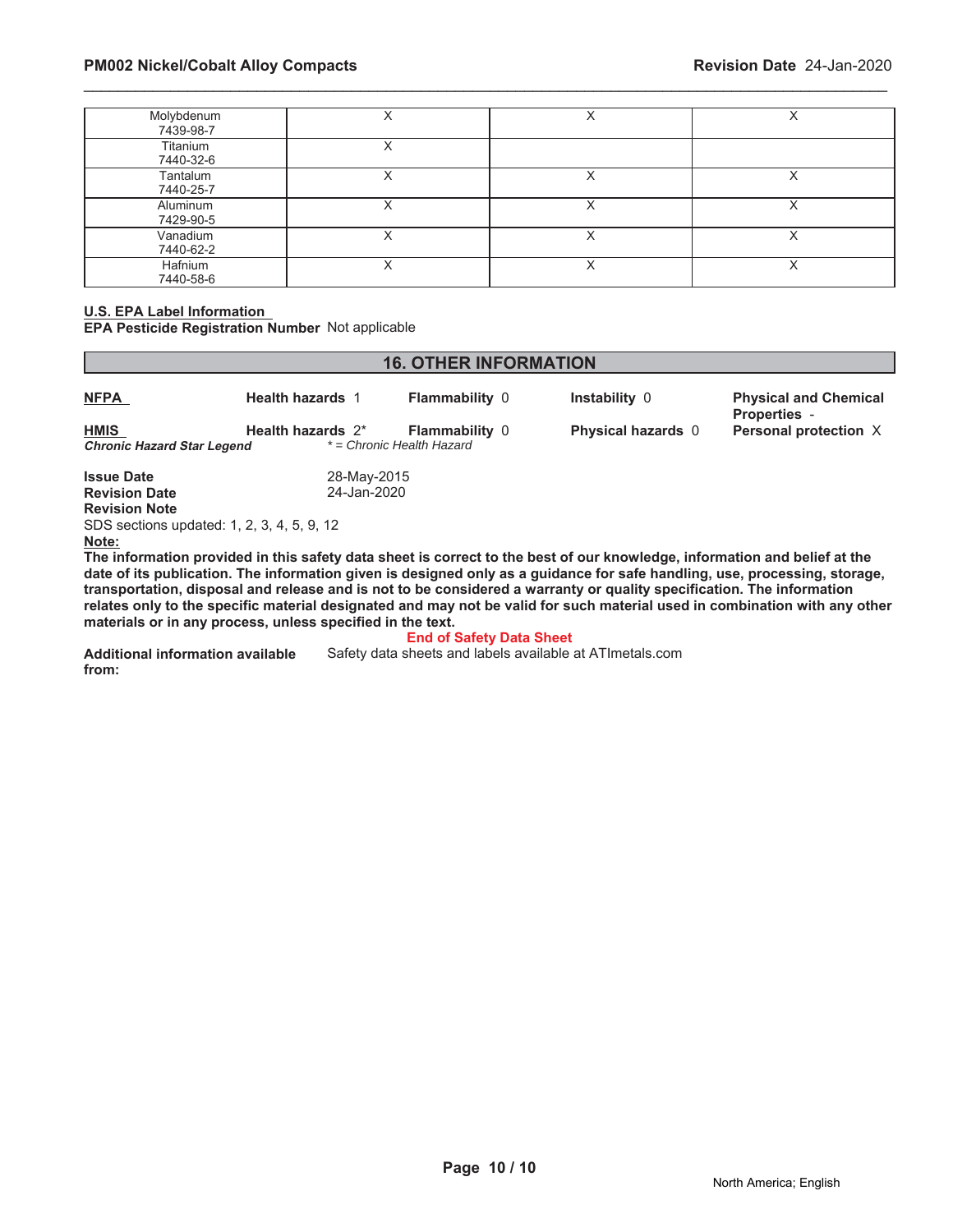| | | | |
|---|---|---|---|
| Molybdenum 7439-98-7 | X | X | X |
| Titanium 7440-32-6 | X | | |
| Tantalum 7440-25-7 | X | X | X |
| Aluminum 7429-90-5 | X | X | X |
| Vanadium 7440-62-2 | X | X | X |
| Hafnium 7440-58-6 | X | X | X |

**U.S. EPA Label Information**

**EPA Pesticide Registration Number** Not applicable

## 16. OTHER INFORMATION

| | | | | |
|---|---|---|---|---|
| **NFPA** | **Health hazards** 1 | **Flammability** 0 | **Instability** 0 | **Physical and Chemical Properties** - |
| **HMIS** | **Health hazards** 2* | **Flammability** 0 | **Physical hazards** 0 | **Personal protection** X |

***Chronic Hazard Star Legend*** *\* = Chronic Health Hazard*

**Issue Date** 28-May-2015

**Revision Date** 24-Jan-2020

**Revision Note**

SDS sections updated: 1, 2, 3, 4, 5, 9, 12

**Note:**

**The information provided in this safety data sheet is correct to the best of our knowledge, information and belief at the date of its publication. The information given is designed only as a guidance for safe handling, use, processing, storage, transportation, disposal and release and is not to be considered a warranty or quality specification. The information relates only to the specific material designated and may not be valid for such material used in combination with any other materials or in any process, unless specified in the text.**

**End of Safety Data Sheet**

**Additional information available from:** Safety data sheets and labels available at ATImetals.com